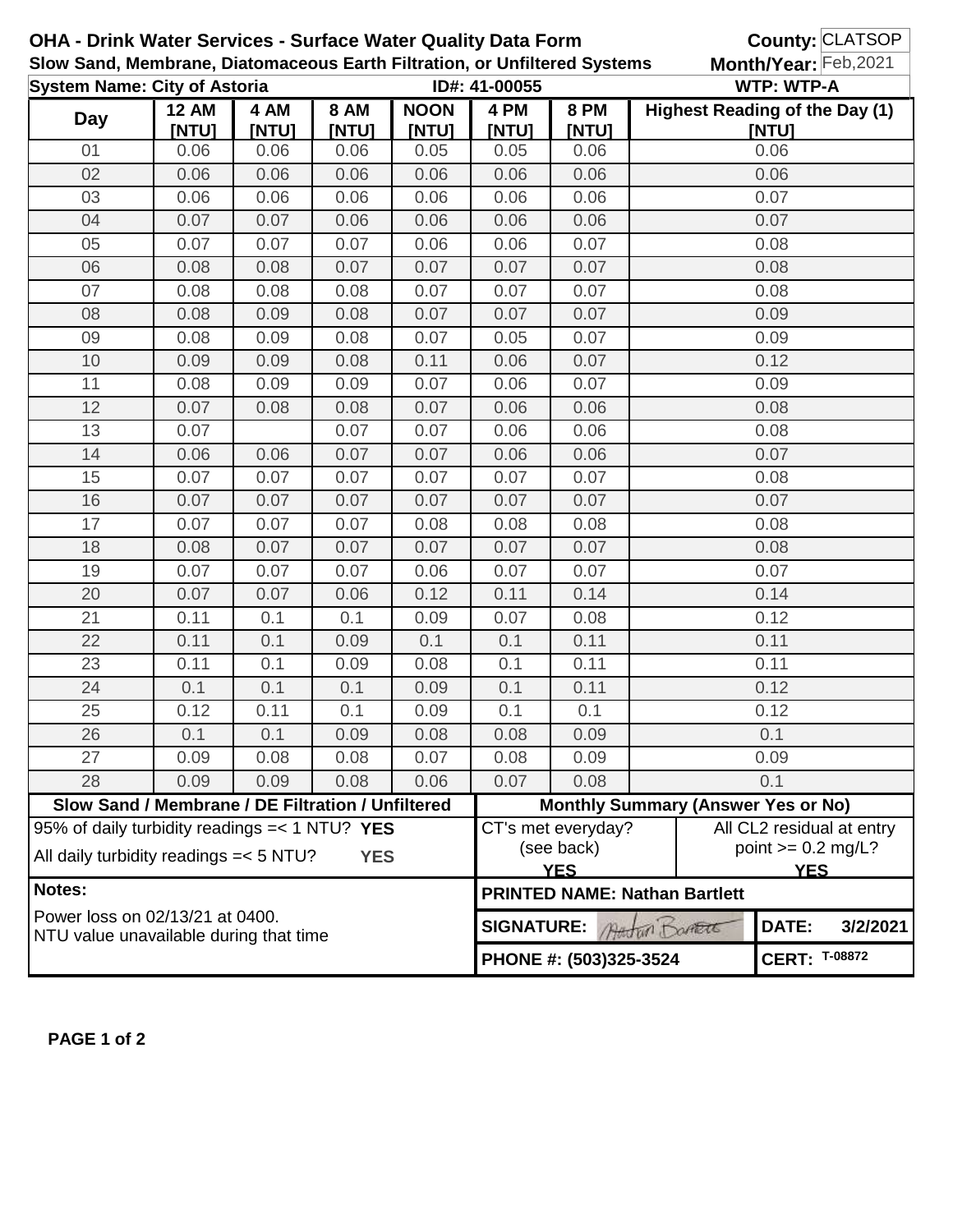# OHA - Drink Water Services - Surface Water Quality Data Form

**Slow Sand, Membrane, Diatomaceous Earth Filtration, or Unfiltered Systems**

**County:** CLATSOP
**Month/Year:** Feb,2021

**System Name: City of Astoria** | **ID#: 41-00055** | **WTP: WTP-A**

| Day | 12 AM [NTU] | 4 AM [NTU] | 8 AM [NTU] | NOON [NTU] | 4 PM [NTU] | 8 PM [NTU] | Highest Reading of the Day (1) [NTU] |
|---|---|---|---|---|---|---|---|
| 01 | 0.06 | 0.06 | 0.06 | 0.05 | 0.05 | 0.06 | 0.06 |
| 02 | 0.06 | 0.06 | 0.06 | 0.06 | 0.06 | 0.06 | 0.06 |
| 03 | 0.06 | 0.06 | 0.06 | 0.06 | 0.06 | 0.06 | 0.07 |
| 04 | 0.07 | 0.07 | 0.06 | 0.06 | 0.06 | 0.06 | 0.07 |
| 05 | 0.07 | 0.07 | 0.07 | 0.06 | 0.06 | 0.07 | 0.08 |
| 06 | 0.08 | 0.08 | 0.07 | 0.07 | 0.07 | 0.07 | 0.08 |
| 07 | 0.08 | 0.08 | 0.08 | 0.07 | 0.07 | 0.07 | 0.08 |
| 08 | 0.08 | 0.09 | 0.08 | 0.07 | 0.07 | 0.07 | 0.09 |
| 09 | 0.08 | 0.09 | 0.08 | 0.07 | 0.05 | 0.07 | 0.09 |
| 10 | 0.09 | 0.09 | 0.08 | 0.11 | 0.06 | 0.07 | 0.12 |
| 11 | 0.08 | 0.09 | 0.09 | 0.07 | 0.06 | 0.07 | 0.09 |
| 12 | 0.07 | 0.08 | 0.08 | 0.07 | 0.06 | 0.06 | 0.08 |
| 13 | 0.07 | | 0.07 | 0.07 | 0.06 | 0.06 | 0.08 |
| 14 | 0.06 | 0.06 | 0.07 | 0.07 | 0.06 | 0.06 | 0.07 |
| 15 | 0.07 | 0.07 | 0.07 | 0.07 | 0.07 | 0.07 | 0.08 |
| 16 | 0.07 | 0.07 | 0.07 | 0.07 | 0.07 | 0.07 | 0.07 |
| 17 | 0.07 | 0.07 | 0.07 | 0.08 | 0.08 | 0.08 | 0.08 |
| 18 | 0.08 | 0.07 | 0.07 | 0.07 | 0.07 | 0.07 | 0.08 |
| 19 | 0.07 | 0.07 | 0.07 | 0.06 | 0.07 | 0.07 | 0.07 |
| 20 | 0.07 | 0.07 | 0.06 | 0.12 | 0.11 | 0.14 | 0.14 |
| 21 | 0.11 | 0.1 | 0.1 | 0.09 | 0.07 | 0.08 | 0.12 |
| 22 | 0.11 | 0.1 | 0.09 | 0.1 | 0.1 | 0.11 | 0.11 |
| 23 | 0.11 | 0.1 | 0.09 | 0.08 | 0.1 | 0.11 | 0.11 |
| 24 | 0.1 | 0.1 | 0.1 | 0.09 | 0.1 | 0.11 | 0.12 |
| 25 | 0.12 | 0.11 | 0.1 | 0.09 | 0.1 | 0.1 | 0.12 |
| 26 | 0.1 | 0.1 | 0.09 | 0.08 | 0.08 | 0.09 | 0.1 |
| 27 | 0.09 | 0.08 | 0.08 | 0.07 | 0.08 | 0.09 | 0.09 |
| 28 | 0.09 | 0.09 | 0.08 | 0.06 | 0.07 | 0.08 | 0.1 |

**Slow Sand / Membrane / DE Filtration / Unfiltered**

95% of daily turbidity readings =< 1 NTU? **YES**

All daily turbidity readings =< 5 NTU? **YES**

**Monthly Summary (Answer Yes or No)**

CT's met everyday? (see back) **YES**

All CL2 residual at entry point >= 0.2 mg/L? **YES**

**Notes:**

Power loss on 02/13/21 at 0400.
NTU value unavailable during that time

**PRINTED NAME: Nathan Bartlett**

**SIGNATURE:** Nathan Bartlett | **DATE:** 3/2/2021

**PHONE #: (503)325-3524** | **CERT:** T-08872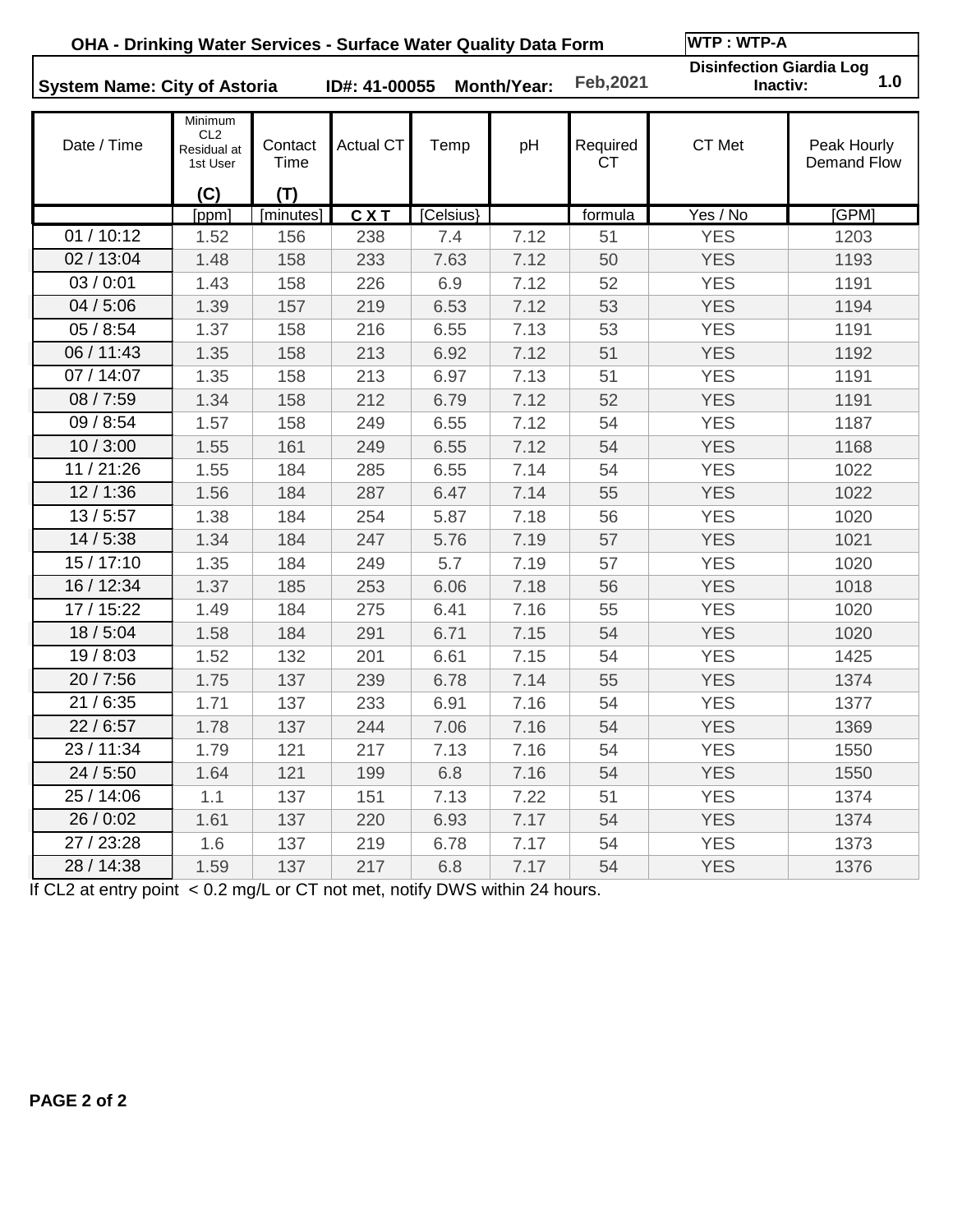**OHA - Drinking Water Services - Surface Water Quality Data Form**

**WTP : WTP-A**

**System Name: City of Astoria** **ID#: 41-00055** **Month/Year:** **Feb,2021**

**Disinfection Giardia Log Inactiv:** **1.0**

| Date / Time | Minimum $CL_2$ Residual at 1st User (C) | Contact Time (T) | Actual CT | Temp | pH | Required CT | CT Met | Peak Hourly Demand Flow |
|---|---|---|---|---|---|---|---|---|
| | [ppm] | [minutes] | C X T | [Celsius} | | formula | Yes / No | [GPM] |
| 01 / 10:12 | 1.52 | 156 | 238 | 7.4 | 7.12 | 51 | YES | 1203 |
| 02 / 13:04 | 1.48 | 158 | 233 | 7.63 | 7.12 | 50 | YES | 1193 |
| 03 / 0:01 | 1.43 | 158 | 226 | 6.9 | 7.12 | 52 | YES | 1191 |
| 04 / 5:06 | 1.39 | 157 | 219 | 6.53 | 7.12 | 53 | YES | 1194 |
| 05 / 8:54 | 1.37 | 158 | 216 | 6.55 | 7.13 | 53 | YES | 1191 |
| 06 / 11:43 | 1.35 | 158 | 213 | 6.92 | 7.12 | 51 | YES | 1192 |
| 07 / 14:07 | 1.35 | 158 | 213 | 6.97 | 7.13 | 51 | YES | 1191 |
| 08 / 7:59 | 1.34 | 158 | 212 | 6.79 | 7.12 | 52 | YES | 1191 |
| 09 / 8:54 | 1.57 | 158 | 249 | 6.55 | 7.12 | 54 | YES | 1187 |
| 10 / 3:00 | 1.55 | 161 | 249 | 6.55 | 7.12 | 54 | YES | 1168 |
| 11 / 21:26 | 1.55 | 184 | 285 | 6.55 | 7.14 | 54 | YES | 1022 |
| 12 / 1:36 | 1.56 | 184 | 287 | 6.47 | 7.14 | 55 | YES | 1022 |
| 13 / 5:57 | 1.38 | 184 | 254 | 5.87 | 7.18 | 56 | YES | 1020 |
| 14 / 5:38 | 1.34 | 184 | 247 | 5.76 | 7.19 | 57 | YES | 1021 |
| 15 / 17:10 | 1.35 | 184 | 249 | 5.7 | 7.19 | 57 | YES | 1020 |
| 16 / 12:34 | 1.37 | 185 | 253 | 6.06 | 7.18 | 56 | YES | 1018 |
| 17 / 15:22 | 1.49 | 184 | 275 | 6.41 | 7.16 | 55 | YES | 1020 |
| 18 / 5:04 | 1.58 | 184 | 291 | 6.71 | 7.15 | 54 | YES | 1020 |
| 19 / 8:03 | 1.52 | 132 | 201 | 6.61 | 7.15 | 54 | YES | 1425 |
| 20 / 7:56 | 1.75 | 137 | 239 | 6.78 | 7.14 | 55 | YES | 1374 |
| 21 / 6:35 | 1.71 | 137 | 233 | 6.91 | 7.16 | 54 | YES | 1377 |
| 22 / 6:57 | 1.78 | 137 | 244 | 7.06 | 7.16 | 54 | YES | 1369 |
| 23 / 11:34 | 1.79 | 121 | 217 | 7.13 | 7.16 | 54 | YES | 1550 |
| 24 / 5:50 | 1.64 | 121 | 199 | 6.8 | 7.16 | 54 | YES | 1550 |
| 25 / 14:06 | 1.1 | 137 | 151 | 7.13 | 7.22 | 51 | YES | 1374 |
| 26 / 0:02 | 1.61 | 137 | 220 | 6.93 | 7.17 | 54 | YES | 1374 |
| 27 / 23:28 | 1.6 | 137 | 219 | 6.78 | 7.17 | 54 | YES | 1373 |
| 28 / 14:38 | 1.59 | 137 | 217 | 6.8 | 7.17 | 54 | YES | 1376 |

If CL2 at entry point < 0.2 mg/L or CT not met, notify DWS within 24 hours.